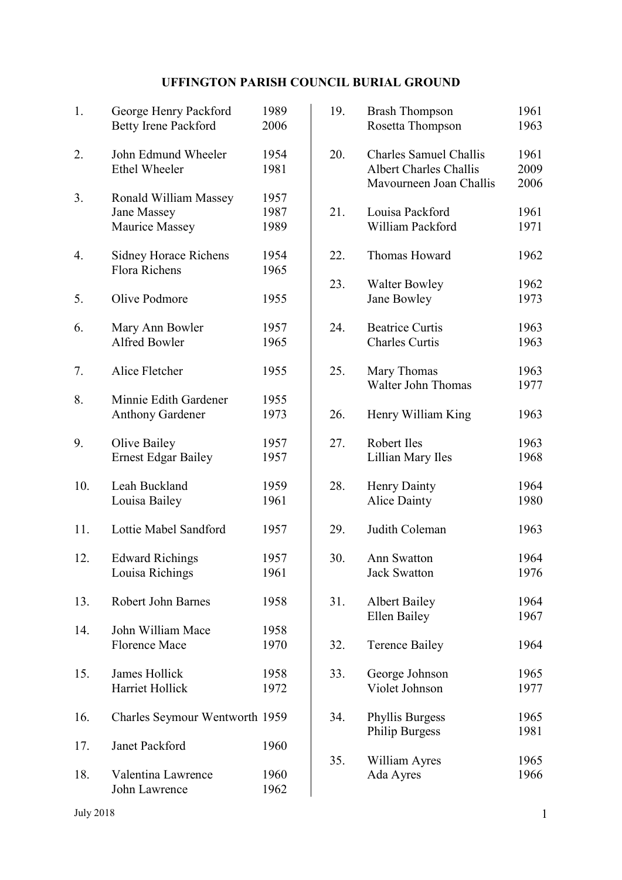# UFFINGTON PARISH COUNCIL BURIAL GROUND

| No. | Name | Year |
|---|---|---|
| 1. | George Henry Packford | 1989 |
| | Betty Irene Packford | 2006 |
| 2. | John Edmund Wheeler | 1954 |
| | Ethel Wheeler | 1981 |
| 3. | Ronald William Massey | 1957 |
| | Jane Massey | 1987 |
| | Maurice Massey | 1989 |
| 4. | Sidney Horace Richens | 1954 |
| | Flora Richens | 1965 |
| 5. | Olive Podmore | 1955 |
| 6. | Mary Ann Bowler | 1957 |
| | Alfred Bowler | 1965 |
| 7. | Alice Fletcher | 1955 |
| 8. | Minnie Edith Gardener | 1955 |
| | Anthony Gardener | 1973 |
| 9. | Olive Bailey | 1957 |
| | Ernest Edgar Bailey | 1957 |
| 10. | Leah Buckland | 1959 |
| | Louisa Bailey | 1961 |
| 11. | Lottie Mabel Sandford | 1957 |
| 12. | Edward Richings | 1957 |
| | Louisa Richings | 1961 |
| 13. | Robert John Barnes | 1958 |
| 14. | John William Mace | 1958 |
| | Florence Mace | 1970 |
| 15. | James Hollick | 1958 |
| | Harriet Hollick | 1972 |
| 16. | Charles Seymour Wentworth | 1959 |
| 17. | Janet Packford | 1960 |
| 18. | Valentina Lawrence | 1960 |
| | John Lawrence | 1962 |
| 19. | Brash Thompson | 1961 |
| | Rosetta Thompson | 1963 |
| 20. | Charles Samuel Challis | 1961 |
| | Albert Charles Challis | 2009 |
| | Mavourneen Joan Challis | 2006 |
| 21. | Louisa Packford | 1961 |
| | William Packford | 1971 |
| 22. | Thomas Howard | 1962 |
| 23. | Walter Bowley | 1962 |
| | Jane Bowley | 1973 |
| 24. | Beatrice Curtis | 1963 |
| | Charles Curtis | 1963 |
| 25. | Mary Thomas | 1963 |
| | Walter John Thomas | 1977 |
| 26. | Henry William King | 1963 |
| 27. | Robert Iles | 1963 |
| | Lillian Mary Iles | 1968 |
| 28. | Henry Dainty | 1964 |
| | Alice Dainty | 1980 |
| 29. | Judith Coleman | 1963 |
| 30. | Ann Swatton | 1964 |
| | Jack Swatton | 1976 |
| 31. | Albert Bailey | 1964 |
| | Ellen Bailey | 1967 |
| 32. | Terence Bailey | 1964 |
| 33. | George Johnson | 1965 |
| | Violet Johnson | 1977 |
| 34. | Phyllis Burgess | 1965 |
| | Philip Burgess | 1981 |
| 35. | William Ayres | 1965 |
| | Ada Ayres | 1966 |

July 2018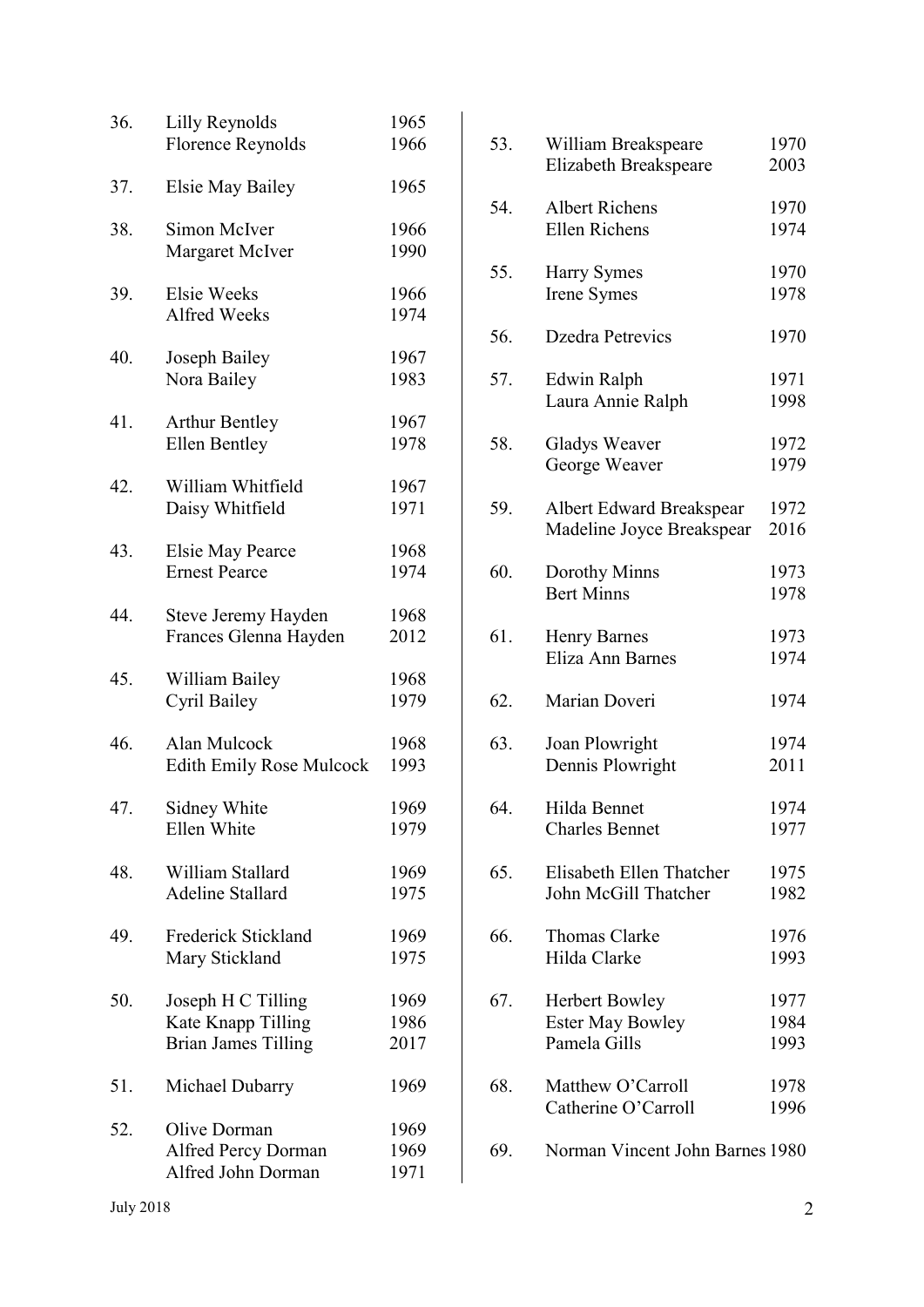| No. | Name | Year |
|---|---|---|
| 36. | Lilly Reynolds | 1965 |
| | Florence Reynolds | 1966 |
| 37. | Elsie May Bailey | 1965 |
| 38. | Simon McIver | 1966 |
| | Margaret McIver | 1990 |
| 39. | Elsie Weeks | 1966 |
| | Alfred Weeks | 1974 |
| 40. | Joseph Bailey | 1967 |
| | Nora Bailey | 1983 |
| 41. | Arthur Bentley | 1967 |
| | Ellen Bentley | 1978 |
| 42. | William Whitfield | 1967 |
| | Daisy Whitfield | 1971 |
| 43. | Elsie May Pearce | 1968 |
| | Ernest Pearce | 1974 |
| 44. | Steve Jeremy Hayden | 1968 |
| | Frances Glenna Hayden | 2012 |
| 45. | William Bailey | 1968 |
| | Cyril Bailey | 1979 |
| 46. | Alan Mulcock | 1968 |
| | Edith Emily Rose Mulcock | 1993 |
| 47. | Sidney White | 1969 |
| | Ellen White | 1979 |
| 48. | William Stallard | 1969 |
| | Adeline Stallard | 1975 |
| 49. | Frederick Stickland | 1969 |
| | Mary Stickland | 1975 |
| 50. | Joseph H C Tilling | 1969 |
| | Kate Knapp Tilling | 1986 |
| | Brian James Tilling | 2017 |
| 51. | Michael Dubarry | 1969 |
| 52. | Olive Dorman | 1969 |
| | Alfred Percy Dorman | 1969 |
| | Alfred John Dorman | 1971 |
| 53. | William Breakspeare | 1970 |
| | Elizabeth Breakspeare | 2003 |
| 54. | Albert Richens | 1970 |
| | Ellen Richens | 1974 |
| 55. | Harry Symes | 1970 |
| | Irene Symes | 1978 |
| 56. | Dzedra Petrevics | 1970 |
| 57. | Edwin Ralph | 1971 |
| | Laura Annie Ralph | 1998 |
| 58. | Gladys Weaver | 1972 |
| | George Weaver | 1979 |
| 59. | Albert Edward Breakspear | 1972 |
| | Madeline Joyce Breakspear | 2016 |
| 60. | Dorothy Minns | 1973 |
| | Bert Minns | 1978 |
| 61. | Henry Barnes | 1973 |
| | Eliza Ann Barnes | 1974 |
| 62. | Marian Doveri | 1974 |
| 63. | Joan Plowright | 1974 |
| | Dennis Plowright | 2011 |
| 64. | Hilda Bennet | 1974 |
| | Charles Bennet | 1977 |
| 65. | Elisabeth Ellen Thatcher | 1975 |
| | John McGill Thatcher | 1982 |
| 66. | Thomas Clarke | 1976 |
| | Hilda Clarke | 1993 |
| 67. | Herbert Bowley | 1977 |
| | Ester May Bowley | 1984 |
| | Pamela Gills | 1993 |
| 68. | Matthew O'Carroll | 1978 |
| | Catherine O'Carroll | 1996 |
| 69. | Norman Vincent John Barnes | 1980 |

July 2018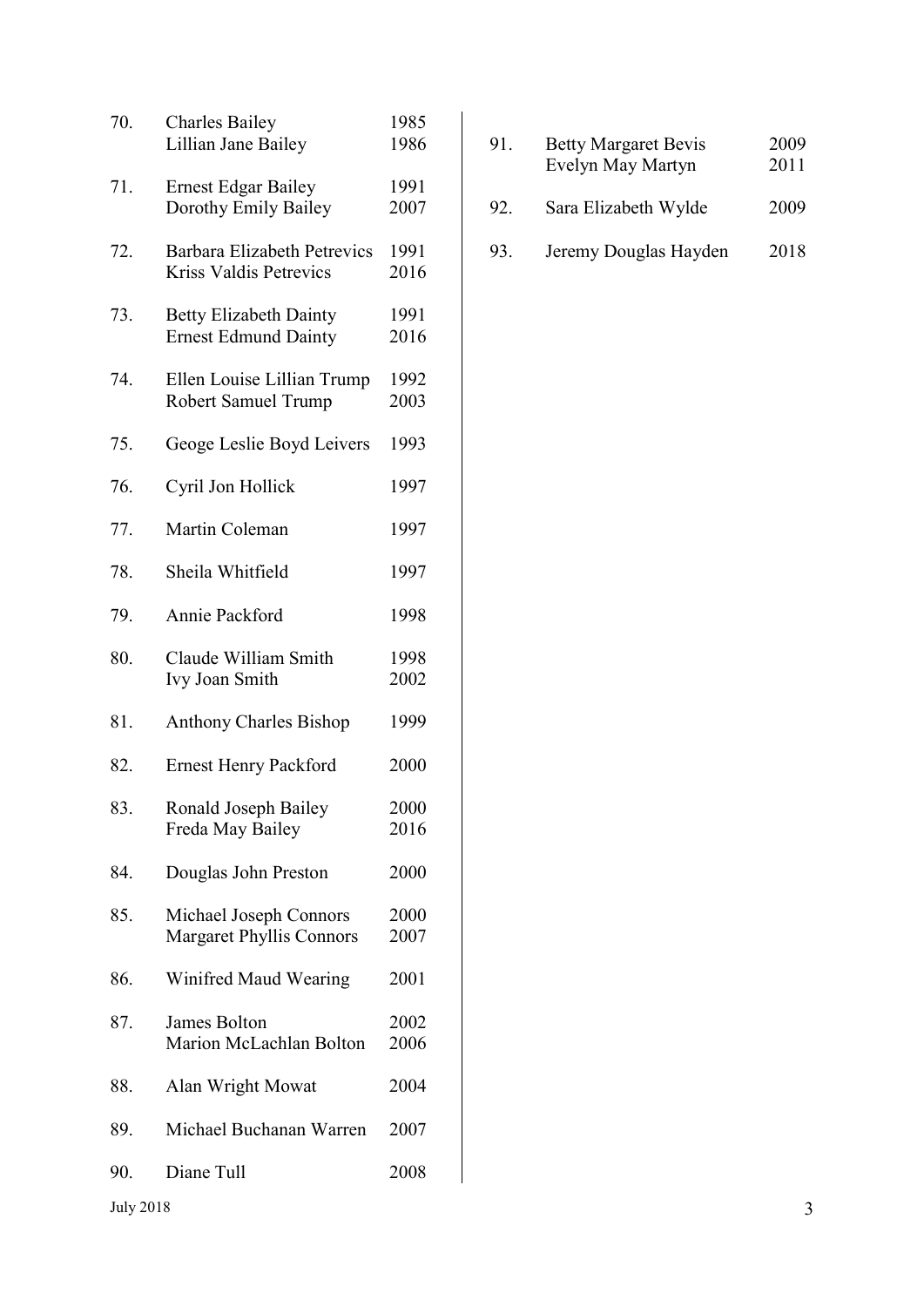| | | |
|---|---|---|
| 70. | Charles Bailey | 1985 |
| | Lillian Jane Bailey | 1986 |
| 71. | Ernest Edgar Bailey | 1991 |
| | Dorothy Emily Bailey | 2007 |
| 72. | Barbara Elizabeth Petrevics | 1991 |
| | Kriss Valdis Petrevics | 2016 |
| 73. | Betty Elizabeth Dainty | 1991 |
| | Ernest Edmund Dainty | 2016 |
| 74. | Ellen Louise Lillian Trump | 1992 |
| | Robert Samuel Trump | 2003 |
| 75. | Geoge Leslie Boyd Leivers | 1993 |
| 76. | Cyril Jon Hollick | 1997 |
| 77. | Martin Coleman | 1997 |
| 78. | Sheila Whitfield | 1997 |
| 79. | Annie Packford | 1998 |
| 80. | Claude William Smith | 1998 |
| | Ivy Joan Smith | 2002 |
| 81. | Anthony Charles Bishop | 1999 |
| 82. | Ernest Henry Packford | 2000 |
| 83. | Ronald Joseph Bailey | 2000 |
| | Freda May Bailey | 2016 |
| 84. | Douglas John Preston | 2000 |
| 85. | Michael Joseph Connors | 2000 |
| | Margaret Phyllis Connors | 2007 |
| 86. | Winifred Maud Wearing | 2001 |
| 87. | James Bolton | 2002 |
| | Marion McLachlan Bolton | 2006 |
| 88. | Alan Wright Mowat | 2004 |
| 89. | Michael Buchanan Warren | 2007 |
| 90. | Diane Tull | 2008 |
| 91. | Betty Margaret Bevis | 2009 |
| | Evelyn May Martyn | 2011 |
| 92. | Sara Elizabeth Wylde | 2009 |
| 93. | Jeremy Douglas Hayden | 2018 |

July 2018